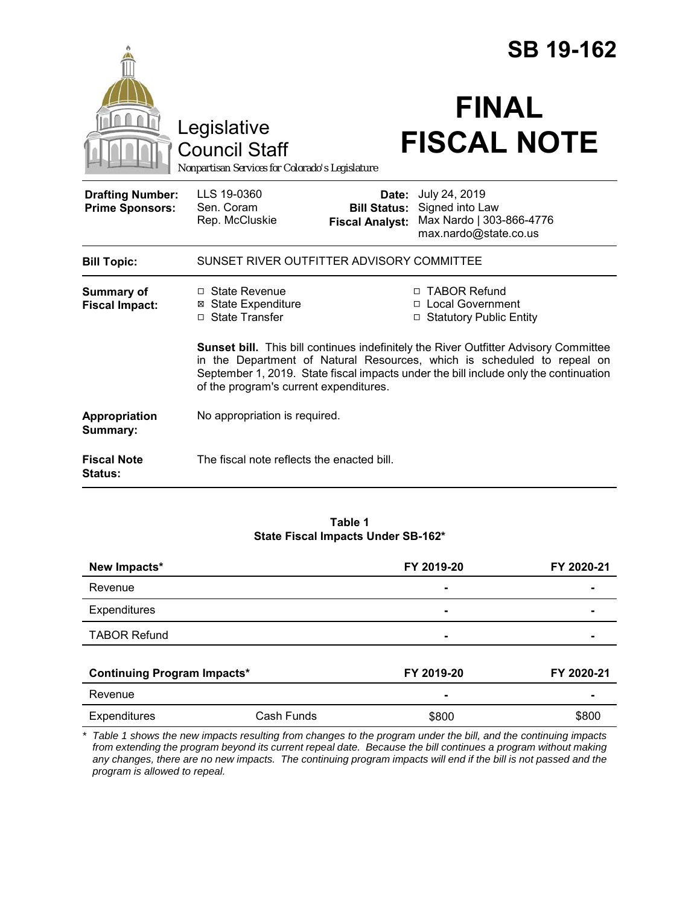# SB 19-162

Legislative Council Staff

*Nonpartisan Services for Colorado's Legislature*

# FINAL FISCAL NOTE

| | | | |
|---|---|---|---|
| **Drafting Number:** | LLS 19-0360 | **Date:** | July 24, 2019 |
| **Prime Sponsors:** | Sen. Coram<br>Rep. McCluskie | **Bill Status:** | Signed into Law |
| | | **Fiscal Analyst:** | Max Nardo \| 303-866-4776<br>max.nardo@state.co.us |

**Bill Topic:** SUNSET RIVER OUTFITTER ADVISORY COMMITTEE

**Summary of Fiscal Impact:**

- ☐ State Revenue
- ☒ State Expenditure
- ☐ State Transfer
- ☐ TABOR Refund
- ☐ Local Government
- ☐ Statutory Public Entity

**Sunset bill.** This bill continues indefinitely the River Outfitter Advisory Committee in the Department of Natural Resources, which is scheduled to repeal on September 1, 2019. State fiscal impacts under the bill include only the continuation of the program's current expenditures.

**Appropriation Summary:** No appropriation is required.

**Fiscal Note Status:** The fiscal note reflects the enacted bill.

**Table 1**
**State Fiscal Impacts Under SB-162***

| **New Impacts*** | | **FY 2019-20** | **FY 2020-21** |
|---|---|---|---|
| Revenue | | - | - |
| Expenditures | | - | - |
| TABOR Refund | | - | - |
| **Continuing Program Impacts*** | | **FY 2019-20** | **FY 2020-21** |
| Revenue | | - | - |
| Expenditures | Cash Funds | $800 | $800 |

*\* Table 1 shows the new impacts resulting from changes to the program under the bill, and the continuing impacts from extending the program beyond its current repeal date. Because the bill continues a program without making any changes, there are no new impacts. The continuing program impacts will end if the bill is not passed and the program is allowed to repeal.*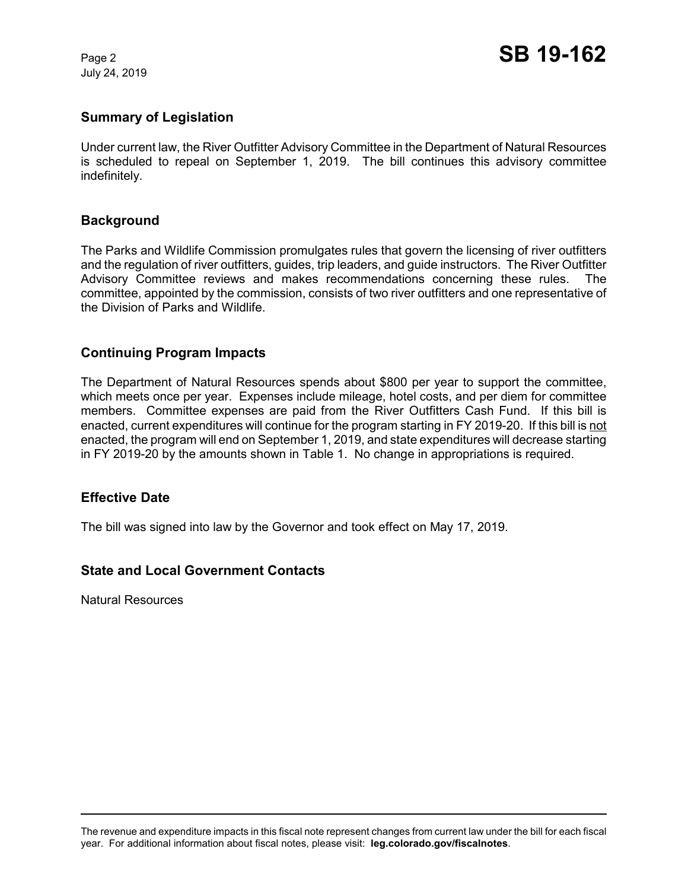## Summary of Legislation

Under current law, the River Outfitter Advisory Committee in the Department of Natural Resources is scheduled to repeal on September 1, 2019. The bill continues this advisory committee indefinitely.

## Background

The Parks and Wildlife Commission promulgates rules that govern the licensing of river outfitters and the regulation of river outfitters, guides, trip leaders, and guide instructors. The River Outfitter Advisory Committee reviews and makes recommendations concerning these rules. The committee, appointed by the commission, consists of two river outfitters and one representative of the Division of Parks and Wildlife.

## Continuing Program Impacts

The Department of Natural Resources spends about $800 per year to support the committee, which meets once per year. Expenses include mileage, hotel costs, and per diem for committee members. Committee expenses are paid from the River Outfitters Cash Fund. If this bill is enacted, current expenditures will continue for the program starting in FY 2019-20. If this bill is not enacted, the program will end on September 1, 2019, and state expenditures will decrease starting in FY 2019-20 by the amounts shown in Table 1. No change in appropriations is required.

## Effective Date

The bill was signed into law by the Governor and took effect on May 17, 2019.

## State and Local Government Contacts

Natural Resources

The revenue and expenditure impacts in this fiscal note represent changes from current law under the bill for each fiscal year. For additional information about fiscal notes, please visit: **leg.colorado.gov/fiscalnotes**.